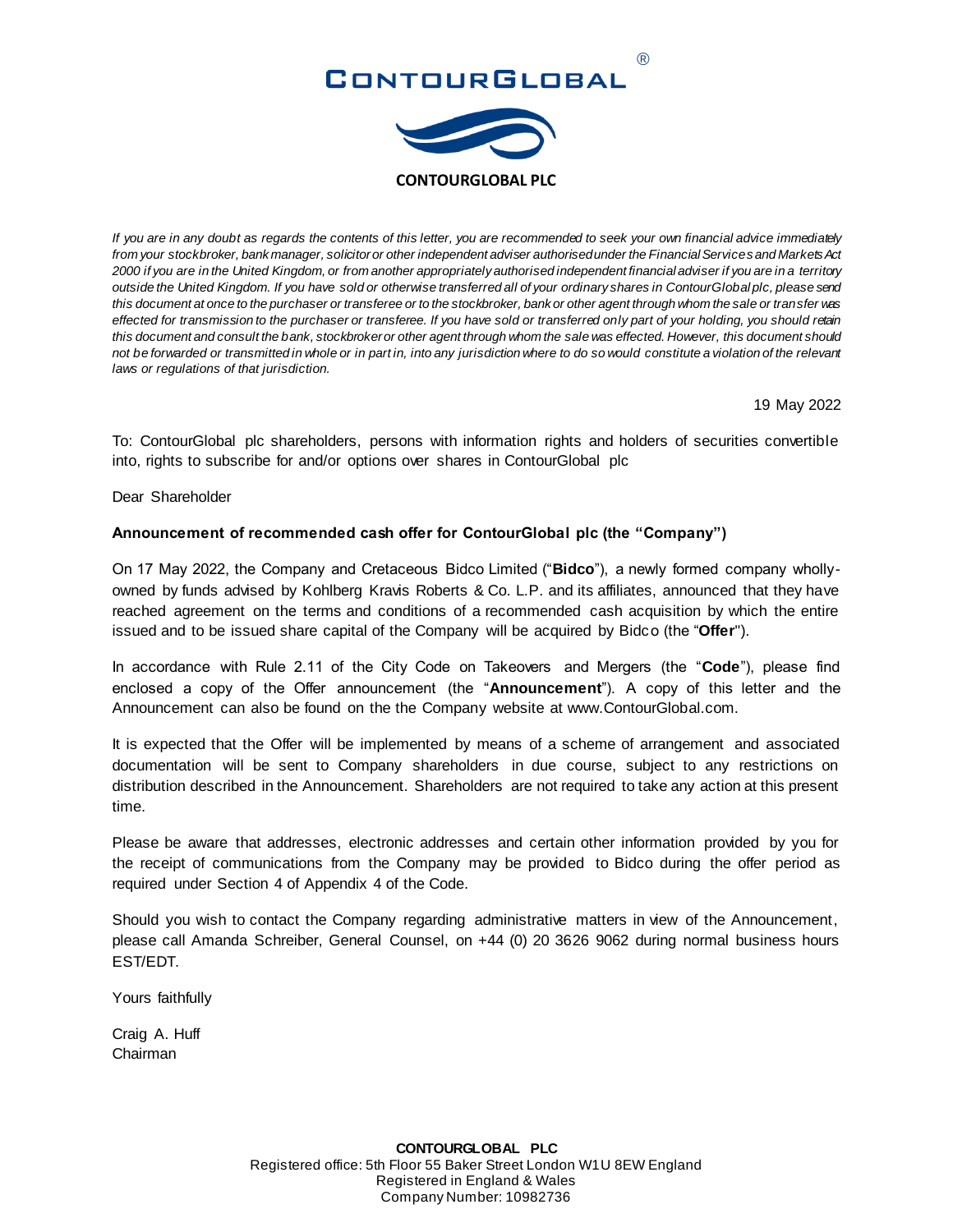# CONTOURGLOBAL®

**CONTOURGLOBAL PLC**

*If you are in any doubt as regards the contents of this letter, you are recommended to seek your own financial advice immediately from your stockbroker, bank manager, solicitor or other independent adviser authorised under the Financial Services and Markets Act 2000 if you are in the United Kingdom, or from another appropriately authorised independent financial adviser if you are in a territory outside the United Kingdom. If you have sold or otherwise transferred all of your ordinary shares in ContourGlobal plc, please send this document at once to the purchaser or transferee or to the stockbroker, bank or other agent through whom the sale or transfer was effected for transmission to the purchaser or transferee. If you have sold or transferred only part of your holding, you should retain this document and consult the bank, stockbroker or other agent through whom the sale was effected. However, this document should not be forwarded or transmitted in whole or in part in, into any jurisdiction where to do so would constitute a violation of the relevant laws or regulations of that jurisdiction.*

19 May 2022

To: ContourGlobal plc shareholders, persons with information rights and holders of securities convertible into, rights to subscribe for and/or options over shares in ContourGlobal plc

Dear Shareholder

**Announcement of recommended cash offer for ContourGlobal plc (the "Company")**

On 17 May 2022, the Company and Cretaceous Bidco Limited ("**Bidco**"), a newly formed company wholly-owned by funds advised by Kohlberg Kravis Roberts & Co. L.P. and its affiliates, announced that they have reached agreement on the terms and conditions of a recommended cash acquisition by which the entire issued and to be issued share capital of the Company will be acquired by Bidco (the "**Offer**").

In accordance with Rule 2.11 of the City Code on Takeovers and Mergers (the "**Code**"), please find enclosed a copy of the Offer announcement (the "**Announcement**"). A copy of this letter and the Announcement can also be found on the the Company website at www.ContourGlobal.com.

It is expected that the Offer will be implemented by means of a scheme of arrangement and associated documentation will be sent to Company shareholders in due course, subject to any restrictions on distribution described in the Announcement. Shareholders are not required to take any action at this present time.

Please be aware that addresses, electronic addresses and certain other information provided by you for the receipt of communications from the Company may be provided to Bidco during the offer period as required under Section 4 of Appendix 4 of the Code.

Should you wish to contact the Company regarding administrative matters in view of the Announcement, please call Amanda Schreiber, General Counsel, on +44 (0) 20 3626 9062 during normal business hours EST/EDT.

Yours faithfully

Craig A. Huff
Chairman

**CONTOURGLOBAL PLC**
Registered office: 5th Floor 55 Baker Street London W1U 8EW England
Registered in England & Wales
Company Number: 10982736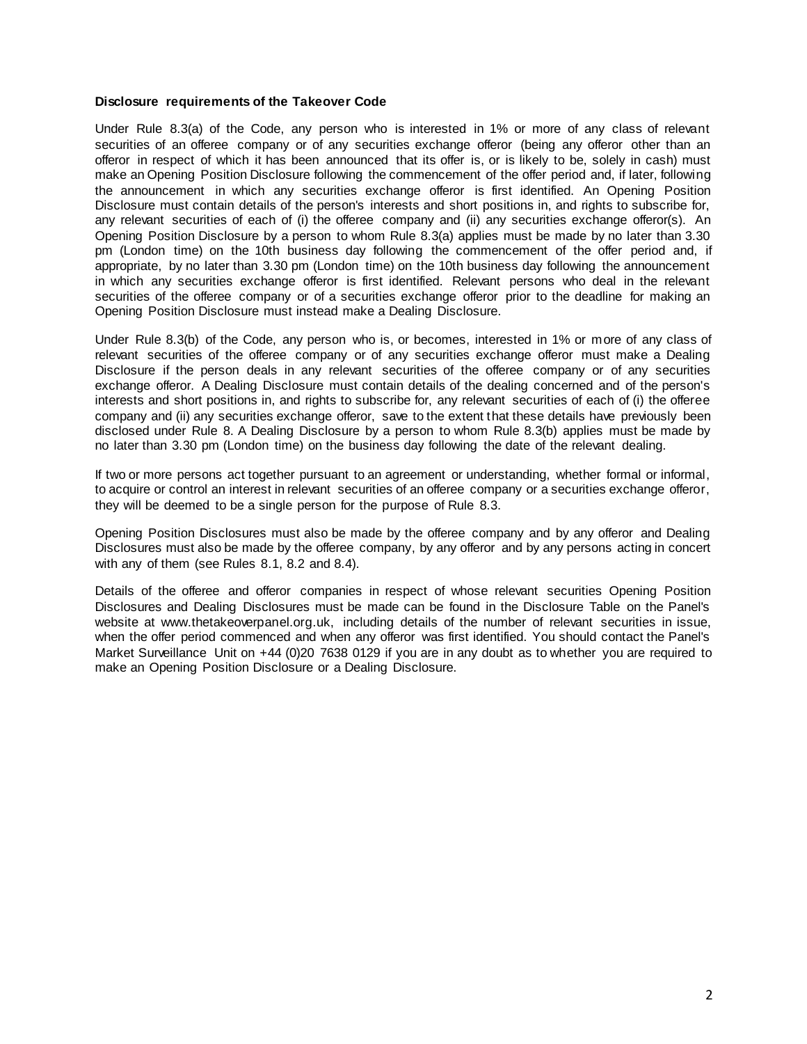**Disclosure requirements of the Takeover Code**

Under Rule 8.3(a) of the Code, any person who is interested in 1% or more of any class of relevant securities of an offeree company or of any securities exchange offeror (being any offeror other than an offeror in respect of which it has been announced that its offer is, or is likely to be, solely in cash) must make an Opening Position Disclosure following the commencement of the offer period and, if later, following the announcement in which any securities exchange offeror is first identified. An Opening Position Disclosure must contain details of the person's interests and short positions in, and rights to subscribe for, any relevant securities of each of (i) the offeree company and (ii) any securities exchange offeror(s). An Opening Position Disclosure by a person to whom Rule 8.3(a) applies must be made by no later than 3.30 pm (London time) on the 10th business day following the commencement of the offer period and, if appropriate, by no later than 3.30 pm (London time) on the 10th business day following the announcement in which any securities exchange offeror is first identified. Relevant persons who deal in the relevant securities of the offeree company or of a securities exchange offeror prior to the deadline for making an Opening Position Disclosure must instead make a Dealing Disclosure.

Under Rule 8.3(b) of the Code, any person who is, or becomes, interested in 1% or more of any class of relevant securities of the offeree company or of any securities exchange offeror must make a Dealing Disclosure if the person deals in any relevant securities of the offeree company or of any securities exchange offeror. A Dealing Disclosure must contain details of the dealing concerned and of the person's interests and short positions in, and rights to subscribe for, any relevant securities of each of (i) the offeree company and (ii) any securities exchange offeror, save to the extent that these details have previously been disclosed under Rule 8. A Dealing Disclosure by a person to whom Rule 8.3(b) applies must be made by no later than 3.30 pm (London time) on the business day following the date of the relevant dealing.

If two or more persons act together pursuant to an agreement or understanding, whether formal or informal, to acquire or control an interest in relevant securities of an offeree company or a securities exchange offeror, they will be deemed to be a single person for the purpose of Rule 8.3.

Opening Position Disclosures must also be made by the offeree company and by any offeror and Dealing Disclosures must also be made by the offeree company, by any offeror and by any persons acting in concert with any of them (see Rules 8.1, 8.2 and 8.4).

Details of the offeree and offeror companies in respect of whose relevant securities Opening Position Disclosures and Dealing Disclosures must be made can be found in the Disclosure Table on the Panel's website at www.thetakeoverpanel.org.uk, including details of the number of relevant securities in issue, when the offer period commenced and when any offeror was first identified. You should contact the Panel's Market Surveillance Unit on +44 (0)20 7638 0129 if you are in any doubt as to whether you are required to make an Opening Position Disclosure or a Dealing Disclosure.